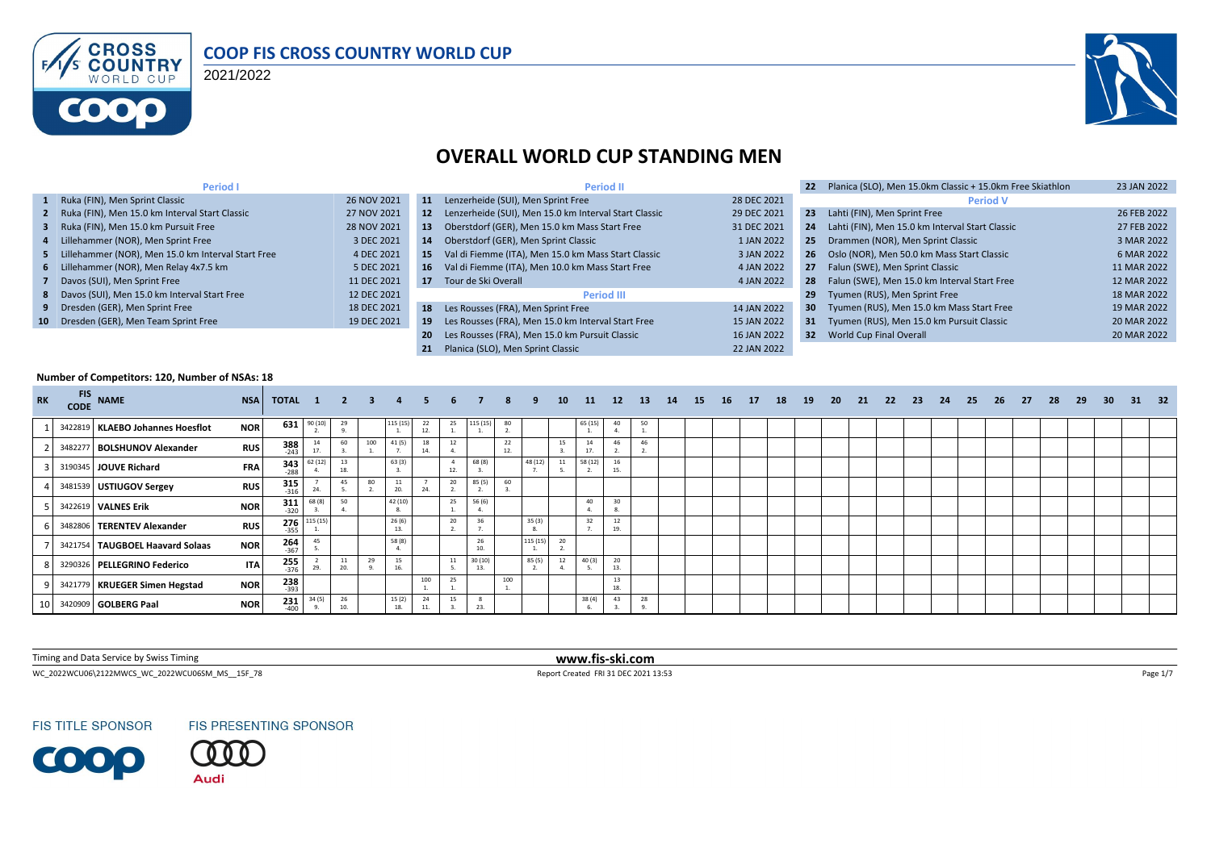# COOP FIS CROSS COUNTRY WORLD CUP

2021/2022

## OVERALL WORLD CUP STANDING MEN

| # | Period I | Date |
|---|---|---|
| 1 | Ruka (FIN), Men Sprint Classic | 26 NOV 2021 |
| 2 | Ruka (FIN), Men 15.0 km Interval Start Classic | 27 NOV 2021 |
| 3 | Ruka (FIN), Men 15.0 km Pursuit Free | 28 NOV 2021 |
| 4 | Lillehammer (NOR), Men Sprint Free | 3 DEC 2021 |
| 5 | Lillehammer (NOR), Men 15.0 km Interval Start Free | 4 DEC 2021 |
| 6 | Lillehammer (NOR), Men Relay 4x7.5 km | 5 DEC 2021 |
| 7 | Davos (SUI), Men Sprint Free | 11 DEC 2021 |
| 8 | Davos (SUI), Men 15.0 km Interval Start Free | 12 DEC 2021 |
| 9 | Dresden (GER), Men Sprint Free | 18 DEC 2021 |
| 10 | Dresden (GER), Men Team Sprint Free | 19 DEC 2021 |

| # | Period II | Date |
|---|---|---|
| 11 | Lenzerheide (SUI), Men Sprint Free | 28 DEC 2021 |
| 12 | Lenzerheide (SUI), Men 15.0 km Interval Start Classic | 29 DEC 2021 |
| 13 | Oberstdorf (GER), Men 15.0 km Mass Start Free | 31 DEC 2021 |
| 14 | Oberstdorf (GER), Men Sprint Classic | 1 JAN 2022 |
| 15 | Val di Fiemme (ITA), Men 15.0 km Mass Start Classic | 3 JAN 2022 |
| 16 | Val di Fiemme (ITA), Men 10.0 km Mass Start Free | 4 JAN 2022 |
| 17 | Tour de Ski Overall | 4 JAN 2022 |

| # | Period III | Date |
|---|---|---|
| 18 | Les Rousses (FRA), Men Sprint Free | 14 JAN 2022 |
| 19 | Les Rousses (FRA), Men 15.0 km Interval Start Free | 15 JAN 2022 |
| 20 | Les Rousses (FRA), Men 15.0 km Pursuit Classic | 16 JAN 2022 |
| 21 | Planica (SLO), Men Sprint Classic | 22 JAN 2022 |
| 22 | Planica (SLO), Men 15.0km Classic + 15.0km Free Skiathlon | 23 JAN 2022 |

| # | Period V | Date |
|---|---|---|
| 23 | Lahti (FIN), Men Sprint Free | 26 FEB 2022 |
| 24 | Lahti (FIN), Men 15.0 km Interval Start Classic | 27 FEB 2022 |
| 25 | Drammen (NOR), Men Sprint Classic | 3 MAR 2022 |
| 26 | Oslo (NOR), Men 50.0 km Mass Start Classic | 6 MAR 2022 |
| 27 | Falun (SWE), Men Sprint Classic | 11 MAR 2022 |
| 28 | Falun (SWE), Men 15.0 km Interval Start Free | 12 MAR 2022 |
| 29 | Tyumen (RUS), Men Sprint Free | 18 MAR 2022 |
| 30 | Tyumen (RUS), Men 15.0 km Mass Start Free | 19 MAR 2022 |
| 31 | Tyumen (RUS), Men 15.0 km Pursuit Classic | 20 MAR 2022 |
| 32 | World Cup Final Overall | 20 MAR 2022 |

**Number of Competitors: 120, Number of NSAs: 18**

| RK | FIS CODE | NAME | NSA | TOTAL | 1 | 2 | 3 | 4 | 5 | 6 | 7 | 8 | 9 | 10 | 11 | 12 | 13 | 14 | 15 | 16 | 17 | 18 | 19 | 20 | 21 | 22 | 23 | 24 | 25 | 26 | 27 | 28 | 29 | 30 | 31 | 32 |
|---|---|---|---|---|---|---|---|---|---|---|---|---|---|---|---|---|---|---|---|---|---|---|---|---|---|---|---|---|---|---|---|---|---|---|---|---|
| 1 | 3422819 | **KLAEBO Johannes Hoesflot** | NOR | 631 | 90 (10) 2. | 29 9. | | 115 (15) 1. | 22 12. | 25 1. | 115 (15) 1. | 80 2. | | | 65 (15) 1. | 40 4. | 50 1. | | | | | | | | | | | | | | | | | | | |
| 2 | 3482277 | **BOLSHUNOV Alexander** | RUS | 388 -243 | 14 17. | 60 3. | 100 1. | 41 (5) 7. | 18 14. | 12 4. | | 22 12. | | 15 3. | 14 17. | 46 2. | 46 2. | | | | | | | | | | | | | | | | | | | |
| 3 | 3190345 | **JOUVE Richard** | FRA | 343 -288 | 62 (12) 4. | 13 18. | | 63 (3) 3. | | 4 12. | 68 (8) 3. | | 48 (12) 7. | 11 5. | 58 (12) 2. | 16 15. | | | | | | | | | | | | | | | | | | | | |
| 4 | 3481539 | **USTIUGOV Sergey** | RUS | 315 -316 | 7 24. | 45 5. | 80 2. | 11 20. | 7 24. | 20 2. | 85 (5) 2. | 60 3. | | | | | | | | | | | | | | | | | | | | | | | | |
| 5 | 3422619 | **VALNES Erik** | NOR | 311 -320 | 68 (8) 3. | 50 4. | | 42 (10) 8. | | 25 1. | 56 (6) 4. | | | | 40 4. | 30 8. | | | | | | | | | | | | | | | | | | | | |
| 6 | 3482806 | **TERENTEV Alexander** | RUS | 276 -355 | 115 (15) 1. | | | 26 (6) 13. | | 20 2. | 36 7. | | 35 (3) 8. | | 32 7. | 12 19. | | | | | | | | | | | | | | | | | | | | |
| 7 | 3421754 | **TAUGBOEL Haavard Solaas** | NOR | 264 -367 | 45 5. | | | 58 (8) 4. | | | 26 10. | | 115 (15) 1. | 20 2. | | | | | | | | | | | | | | | | | | | | | | |
| 8 | 3290326 | **PELLEGRINO Federico** | ITA | 255 -376 | 2 29. | 11 20. | 29 9. | 15 16. | | 11 5. | 30 (10) 13. | | 85 (5) 2. | 12 4. | 40 (3) 5. | 20 13. | | | | | | | | | | | | | | | | | | | | |
| 9 | 3421779 | **KRUEGER Simen Hegstad** | NOR | 238 -393 | | | | | 100 1. | 25 1. | | 100 1. | | | | 13 18. | | | | | | | | | | | | | | | | | | | | |
| 10 | 3420909 | **GOLBERG Paal** | NOR | 231 -400 | 34 (5) 9. | 26 10. | | 15 (2) 18. | 24 11. | 15 3. | 8 23. | | | | 38 (4) 6. | 43 3. | 28 9. | | | | | | | | | | | | | | | | | | | |

Timing and Data Service by Swiss Timing

www.fis-ski.com

WC_2022WCU06\2122MWCS_WC_2022WCU06SM_MS__15F_78

Report Created FRI 31 DEC 2021 13:53

FIS TITLE SPONSOR

FIS PRESENTING SPONSOR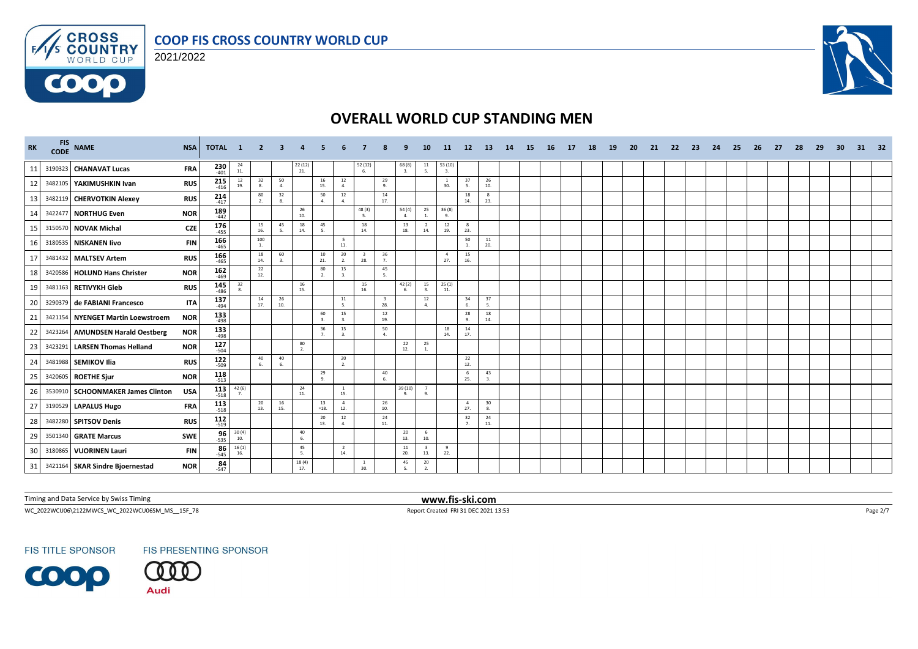# OVERALL WORLD CUP STANDING MEN

| RK | FIS CODE | NAME | NSA | TOTAL | 1 | 2 | 3 | 4 | 5 | 6 | 7 | 8 | 9 | 10 | 11 | 12 | 13 | 14 | 15 | 16 | 17 | 18 | 19 | 20 | 21 | 22 | 23 | 24 | 25 | 26 | 27 | 28 | 29 | 30 | 31 | 32 |
|---|---|---|---|---|---|---|---|---|---|---|---|---|---|---|---|---|---|---|---|---|---|---|---|---|---|---|---|---|---|---|---|---|---|---|---|---|
| 11 | 3190323 | CHANAVAT Lucas | FRA | 230 -401 | 24 11. | | | 22 (12) 21. | | | 52 (12) 6. | | 68 (8) 3. | 11 5. | 53 (10) 3. | | | | | | | | | | | | | | | | | | | | | |
| 12 | 3482105 | YAKIMUSHKIN Ivan | RUS | 215 -416 | 12 19. | 32 8. | 50 4. | | 16 15. | 12 4. | | 29 9. | | | 1 30. | 37 5. | 26 10. | | | | | | | | | | | | | | | | | | | |
| 13 | 3482119 | CHERVOTKIN Alexey | RUS | 214 -417 | | 80 2. | 32 8. | | 50 4. | 12 4. | | 14 17. | | | | 18 14. | 8 23. | | | | | | | | | | | | | | | | | | | |
| 14 | 3422477 | NORTHUG Even | NOR | 189 -442 | | | | 26 10. | | | 48 (3) 5. | | 54 (4) 4. | 25 1. | 36 (8) 9. | | | | | | | | | | | | | | | | | | | | | |
| 15 | 3150570 | NOVAK Michal | CZE | 176 -455 | | 15 16. | 45 5. | 18 14. | 45 5. | | 18 14. | | 13 18. | 2 14. | 12 19. | 8 23. | | | | | | | | | | | | | | | | | | | | |
| 16 | 3180535 | NISKANEN Iivo | FIN | 166 -465 | | 100 1. | | | | 5 11. | | | | | | 50 1. | 11 20. | | | | | | | | | | | | | | | | | | | |
| 17 | 3481432 | MALTSEV Artem | RUS | 166 -465 | | 18 14. | 60 3. | | 10 21. | 20 2. | 3 28. | 36 7. | | | 4 27. | 15 16. | | | | | | | | | | | | | | | | | | | | |
| 18 | 3420586 | HOLUND Hans Christer | NOR | 162 -469 | | 22 12. | | | 80 2. | 15 3. | | 45 5. | | | | | | | | | | | | | | | | | | | | | | | | |
| 19 | 3481163 | RETIVYKH Gleb | RUS | 145 -486 | 32 8. | | | 16 15. | | | 15 16. | | 42 (2) 6. | 15 3. | 25 (1) 11. | | | | | | | | | | | | | | | | | | | | | |
| 20 | 3290379 | de FABIANI Francesco | ITA | 137 -494 | | 14 17. | 26 10. | | | 11 5. | | 3 28. | | 12 4. | | 34 6. | 37 5. | | | | | | | | | | | | | | | | | | | |
| 21 | 3421154 | NYENGET Martin Loewstroem | NOR | 133 -498 | | | | | 60 3. | 15 3. | | 12 19. | | | | 28 9. | 18 14. | | | | | | | | | | | | | | | | | | | |
| 22 | 3423264 | AMUNDSEN Harald Oestberg | NOR | 133 -498 | | | | | 36 7. | 15 3. | | 50 4. | | | 18 14. | 14 17. | | | | | | | | | | | | | | | | | | | | |
| 23 | 3423291 | LARSEN Thomas Helland | NOR | 127 -504 | | | | 80 2. | | | | | 22 12. | 25 1. | | | | | | | | | | | | | | | | | | | | | | |
| 24 | 3481988 | SEMIKOV Ilia | RUS | 122 -509 | | 40 6. | 40 6. | | | 20 2. | | | | | | 22 12. | | | | | | | | | | | | | | | | | | | | |
| 25 | 3420605 | ROETHE Sjur | NOR | 118 -513 | | | | | 29 9. | | | 40 6. | | | | 6 25. | 43 3. | | | | | | | | | | | | | | | | | | | |
| 26 | 3530910 | SCHOONMAKER James Clinton | USA | 113 -518 | 42 (6) 7. | | | 24 11. | | 1 15. | | | 39 (10) 9. | 7 9. | | | | | | | | | | | | | | | | | | | | | | |
| 27 | 3190529 | LAPALUS Hugo | FRA | 113 -518 | | 20 13. | 16 15. | | 13 =18. | 4 12. | | 26 10. | | | | 4 27. | 30 8. | | | | | | | | | | | | | | | | | | | |
| 28 | 3482280 | SPITSOV Denis | RUS | 112 -519 | | | | | 20 13. | 12 4. | | 24 11. | | | | 32 7. | 24 11. | | | | | | | | | | | | | | | | | | | |
| 29 | 3501340 | GRATE Marcus | SWE | 96 -535 | 30 (4) 10. | | | 40 6. | | | | | 20 13. | 6 10. | | | | | | | | | | | | | | | | | | | | | | |
| 30 | 3180865 | VUORINEN Lauri | FIN | 86 -545 | 16 (1) 16. | | | 45 5. | | 2 14. | | | 11 20. | 3 13. | 9 22. | | | | | | | | | | | | | | | | | | | | | |
| 31 | 3421164 | SKAR Sindre Bjoernestad | NOR | 84 -547 | | | | 18 (4) 17. | | | 1 30. | | 45 5. | 20 2. | | | | | | | | | | | | | | | | | | | | | | |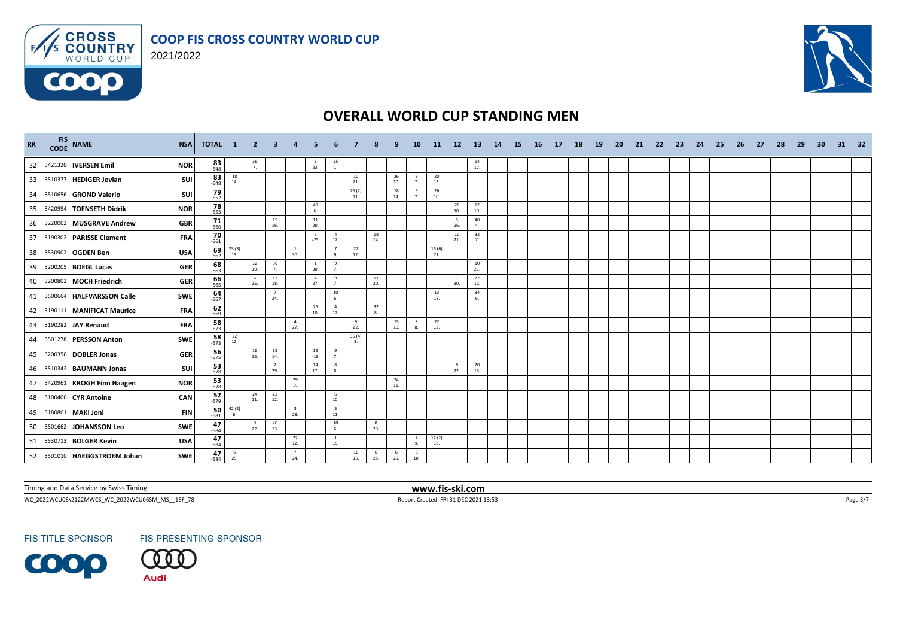# OVERALL WORLD CUP STANDING MEN

| RK | FIS CODE | NAME | NSA | TOTAL | 1 | 2 | 3 | 4 | 5 | 6 | 7 | 8 | 9 | 10 | 11 | 12 | 13 | 14 | 15 | 16 | 17 | 18 | 19 | 20 | 21 | 22 | 23 | 24 | 25 | 26 | 27 | 28 | 29 | 30 | 31 | 32 |
|---|---|---|---|---|---|---|---|---|---|---|---|---|---|---|---|---|---|---|---|---|---|---|---|---|---|---|---|---|---|---|---|---|---|---|---|---|
| 32 | 3421320 | IVERSEN Emil | NOR | 83 -548 | | 36 7. | | | 8 23. | 25 1. | | | | | | | 14 17. | | | | | | | | | | | | | | | | | | | |
| 33 | 3510377 | HEDIGER Jovian | SUI | 83 -548 | 18 14. | | | | | | 10 21. | | 26 10. | 9 7. | 20 13. | | | | | | | | | | | | | | | | | | | | | |
| 34 | 3510656 | GROND Valerio | SUI | 79 -552 | | | | | | | 26 (2) 11. | | 18 14. | 9 7. | 26 10. | | | | | | | | | | | | | | | | | | | | | |
| 35 | 3420994 | TOENSETH Didrik | NOR | 78 -553 | | | | | 40 6. | | | | | | | 26 10. | 12 19. | | | | | | | | | | | | | | | | | | | |
| 36 | 3220002 | MUSGRAVE Andrew | GBR | 71 -560 | | | 15 16. | | 11 20. | | | | | | | 5 26. | 40 4. | | | | | | | | | | | | | | | | | | | |
| 37 | 3190302 | PARISSE Clement | FRA | 70 -561 | | | | | 6 =25. | 4 12. | | 18 14. | | | | 10 21. | 32 7. | | | | | | | | | | | | | | | | | | | |
| 38 | 3530902 | OGDEN Ben | USA | 69 -562 | 23 (3) 13. | | | 1 30. | | 7 9. | 22 12. | | | | 16 (6) 21. | | | | | | | | | | | | | | | | | | | | | |
| 39 | 3200205 | BOEGL Lucas | GER | 68 -563 | | 12 19. | 36 7. | | 1 30. | 9 7. | | | | | | | 10 21. | | | | | | | | | | | | | | | | | | | |
| 40 | 3200802 | MOCH Friedrich | GER | 66 -565 | | 6 25. | 13 18. | | 4 27. | 9 7. | | 11 20. | | | | 1 30. | 22 12. | | | | | | | | | | | | | | | | | | | |
| 41 | 3500664 | HALFVARSSON Calle | SWE | 64 -567 | | | 7 24. | | | 10 6. | | | | | 13 18. | | 34 6. | | | | | | | | | | | | | | | | | | | |
| 42 | 3190111 | MANIFICAT Maurice | FRA | 62 -569 | | | | | 26 10. | 4 12. | | 32 8. | | | | | | | | | | | | | | | | | | | | | | | | |
| 43 | 3190282 | JAY Renaud | FRA | 58 -573 | | | | 4 27. | | | 9 22. | | 15 16. | 8 8. | 22 12. | | | | | | | | | | | | | | | | | | | | | |
| 44 | 3501278 | PERSSON Anton | SWE | 58 -573 | 22 12. | | | | | | 36 (4) 8. | | | | | | | | | | | | | | | | | | | | | | | | | |
| 45 | 3200356 | DOBLER Jonas | GER | 56 -575 | | 16 15. | 18 14. | | 13 =18. | 9 7. | | | | | | | | | | | | | | | | | | | | | | | | | | |
| 46 | 3510342 | BAUMANN Jonas | SUI | 53 -578 | | | 2 29. | | 14 17. | 8 8. | | | | | | 9 22. | 20 13. | | | | | | | | | | | | | | | | | | | |
| 47 | 3420961 | KROGH Finn Haagen | NOR | 53 -578 | | | | 29 9. | | | | | 24 11. | | | | | | | | | | | | | | | | | | | | | | | |
| 48 | 3100406 | CYR Antoine | CAN | 52 -579 | | 24 11. | 22 12. | | | 6 10. | | | | | | | | | | | | | | | | | | | | | | | | | | |
| 49 | 3180861 | MAKI Joni | FIN | 50 -581 | 42 (2) 6. | | | 3 28. | | 5 11. | | | | | | | | | | | | | | | | | | | | | | | | | | |
| 50 | 3501662 | JOHANSSON Leo | SWE | 47 -584 | | 9 22. | 20 13. | | | 10 6. | | 8 23. | | | | | | | | | | | | | | | | | | | | | | | | |
| 51 | 3530713 | BOLGER Kevin | USA | 47 -584 | | | | 22 12. | | 1 15. | | | | 7 9. | 17 (2) 16. | | | | | | | | | | | | | | | | | | | | | |
| 52 | 3501010 | HAEGGSTROEM Johan | SWE | 47 -584 | 6 25. | | | 7 24. | | | 16 15. | 6 25. | 6 25. | 6 10. | | | | | | | | | | | | | | | | | | | | | | |

Timing and Data Service by Swiss Timing

www.fis-ski.com

WC_2022WCU06\2122MWCS_WC_2022WCU06SM_MS__15F_78

Report Created FRI 31 DEC 2021 13:53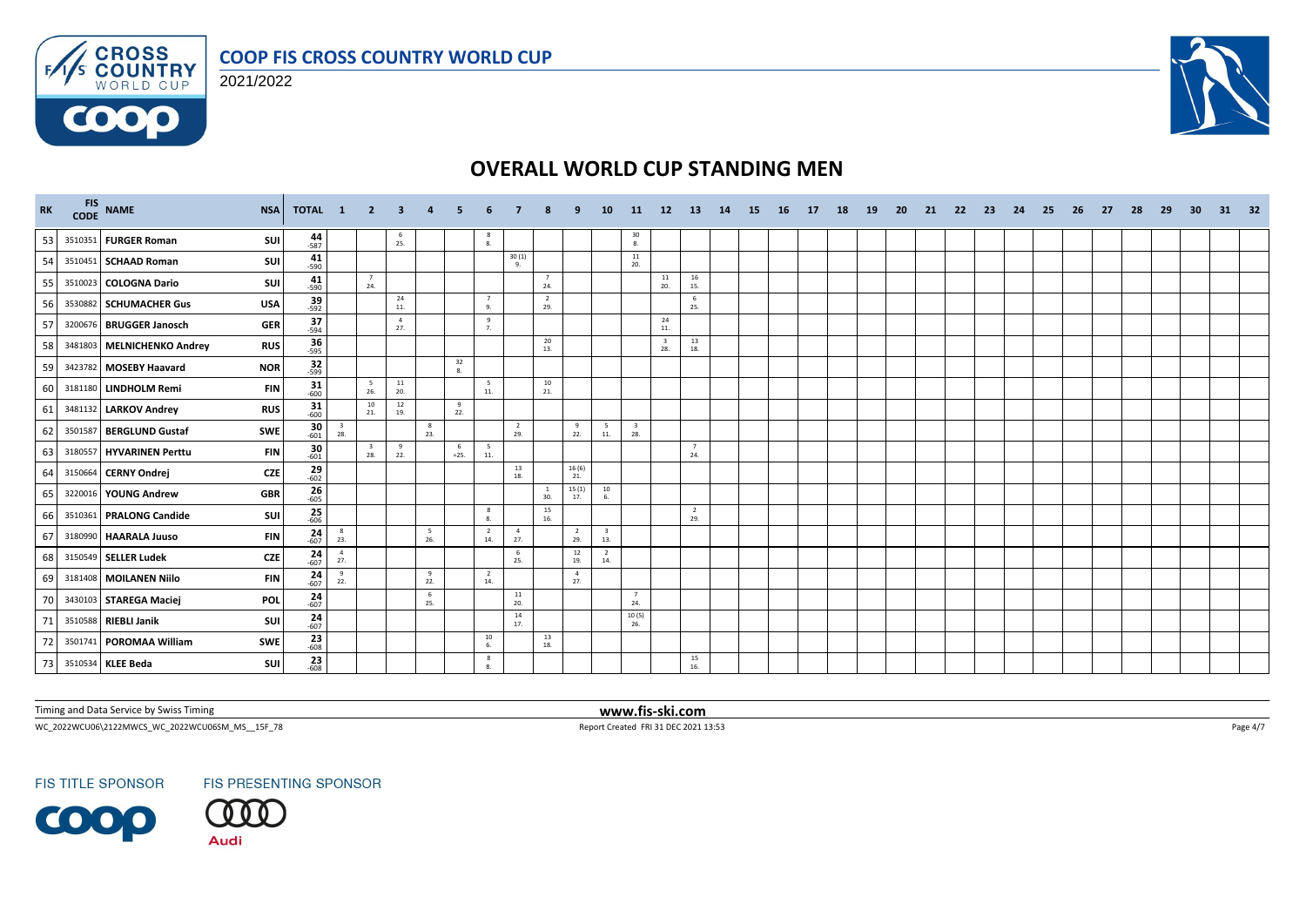# COOP FIS CROSS COUNTRY WORLD CUP

2021/2022

## OVERALL WORLD CUP STANDING MEN

| RK | FIS CODE | NAME | NSA | TOTAL | 1 | 2 | 3 | 4 | 5 | 6 | 7 | 8 | 9 | 10 | 11 | 12 | 13 | 14 | 15 | 16 | 17 | 18 | 19 | 20 | 21 | 22 | 23 | 24 | 25 | 26 | 27 | 28 | 29 | 30 | 31 | 32 |
|---|---|---|---|---|---|---|---|---|---|---|---|---|---|---|---|---|---|---|---|---|---|---|---|---|---|---|---|---|---|---|---|---|---|---|---|---|
| 53 | 3510351 | FURGER Roman | SUI | 44 -587 | | | 6 25. | | | 8 8. | | | | | 30 8. | | | | | | | | | | | | | | | | | | | | | |
| 54 | 3510451 | SCHAAD Roman | SUI | 41 -590 | | | | | | | 30 (1) 9. | | | | 11 20. | | | | | | | | | | | | | | | | | | | | | |
| 55 | 3510023 | COLOGNA Dario | SUI | 41 -590 | | 7 24. | | | | | | 7 24. | | | | 11 20. | 16 15. | | | | | | | | | | | | | | | | | | | |
| 56 | 3530882 | SCHUMACHER Gus | USA | 39 -592 | | | 24 11. | | | 7 9. | | 2 29. | | | | | 6 25. | | | | | | | | | | | | | | | | | | | |
| 57 | 3200676 | BRUGGER Janosch | GER | 37 -594 | | | 4 27. | | | 9 7. | | | | | | 24 11. | | | | | | | | | | | | | | | | | | | | |
| 58 | 3481803 | MELNICHENKO Andrey | RUS | 36 -595 | | | | | | | | 20 13. | | | | 3 28. | 13 18. | | | | | | | | | | | | | | | | | | | |
| 59 | 3423782 | MOSEBY Haavard | NOR | 32 -599 | | | | | 32 8. | | | | | | | | | | | | | | | | | | | | | | | | | | | |
| 60 | 3181180 | LINDHOLM Remi | FIN | 31 -600 | | 5 26. | 11 20. | | | 5 11. | | 10 21. | | | | | | | | | | | | | | | | | | | | | | | | |
| 61 | 3481132 | LARKOV Andrey | RUS | 31 -600 | | 10 21. | 12 19. | | 9 22. | | | | | | | | | | | | | | | | | | | | | | | | | | | |
| 62 | 3501587 | BERGLUND Gustaf | SWE | 30 -601 | 3 28. | | | 8 23. | | | 2 29. | | 9 22. | 5 11. | 3 28. | | | | | | | | | | | | | | | | | | | | | |
| 63 | 3180557 | HYVARINEN Perttu | FIN | 30 -601 | | 3 28. | 9 22. | | 6 =25. | 5 11. | | | | | | | 7 24. | | | | | | | | | | | | | | | | | | | |
| 64 | 3150664 | CERNY Ondrej | CZE | 29 -602 | | | | | | | 13 18. | | 16 (6) 21. | | | | | | | | | | | | | | | | | | | | | | | |
| 65 | 3220016 | YOUNG Andrew | GBR | 26 -605 | | | | | | | | 1 30. | 15 (1) 17. | 10 6. | | | | | | | | | | | | | | | | | | | | | | |
| 66 | 3510361 | PRALONG Candide | SUI | 25 -606 | | | | | | 8 8. | | 15 16. | | | | | 2 29. | | | | | | | | | | | | | | | | | | | |
| 67 | 3180990 | HAARALA Juuso | FIN | 24 -607 | 8 23. | | | 5 26. | | 2 14. | 4 27. | | 2 29. | 3 13. | | | | | | | | | | | | | | | | | | | | | | |
| 68 | 3150549 | SELLER Ludek | CZE | 24 -607 | 4 27. | | | | | | 6 25. | | 12 19. | 2 14. | | | | | | | | | | | | | | | | | | | | | | |
| 69 | 3181408 | MOILANEN Niilo | FIN | 24 -607 | 9 22. | | | 9 22. | | 2 14. | | | 4 27. | | | | | | | | | | | | | | | | | | | | | | | |
| 70 | 3430103 | STAREGA Maciej | POL | 24 -607 | | | | 6 25. | | | 11 20. | | | | 7 24. | | | | | | | | | | | | | | | | | | | | | |
| 71 | 3510588 | RIEBLI Janik | SUI | 24 -607 | | | | | | | 14 17. | | | | 10 (5) 26. | | | | | | | | | | | | | | | | | | | | | |
| 72 | 3501741 | POROMAA William | SWE | 23 -608 | | | | | | 10 6. | | 13 18. | | | | | | | | | | | | | | | | | | | | | | | | |
| 73 | 3510534 | KLEE Beda | SUI | 23 -608 | | | | | | 8 8. | | | | | | | 15 16. | | | | | | | | | | | | | | | | | | | |

Timing and Data Service by Swiss Timing

www.fis-ski.com

WC_2022WCU06\2122MWCS_WC_2022WCU06SM_MS__15F_78

Report Created FRI 31 DEC 2021 13:53

FIS TITLE SPONSOR

FIS PRESENTING SPONSOR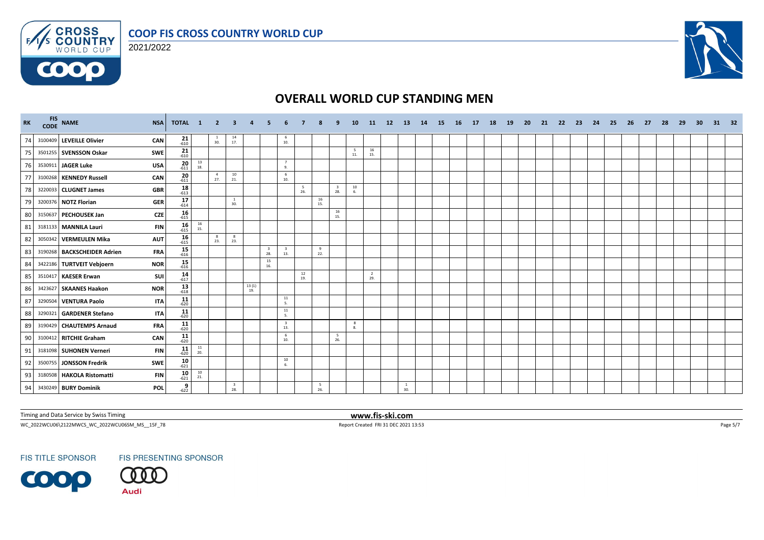# COOP FIS CROSS COUNTRY WORLD CUP

2021/2022

## OVERALL WORLD CUP STANDING MEN

| RK | FIS CODE | NAME | NSA | TOTAL | 1 | 2 | 3 | 4 | 5 | 6 | 7 | 8 | 9 | 10 | 11 | 12 | 13 | 14 | 15 | 16 | 17 | 18 | 19 | 20 | 21 | 22 | 23 | 24 | 25 | 26 | 27 | 28 | 29 | 30 | 31 | 32 |
|---|---|---|---|---|---|---|---|---|---|---|---|---|---|---|---|---|---|---|---|---|---|---|---|---|---|---|---|---|---|---|---|---|---|---|---|---|
| 74 | 3100409 | LEVEILLE Olivier | CAN | 21 -610 | | 1 30. | 14 17. | | | 6 10. | | | | | | | | | | | | | | | | | | | | | | | | | | |
| 75 | 3501255 | SVENSSON Oskar | SWE | 21 -610 | | | | | | | | | | 5 11. | 16 15. | | | | | | | | | | | | | | | | | | | | | |
| 76 | 3530911 | JAGER Luke | USA | 20 -611 | 13 18. | | | | | 7 9. | | | | | | | | | | | | | | | | | | | | | | | | | | |
| 77 | 3100268 | KENNEDY Russell | CAN | 20 -611 | | 4 27. | 10 21. | | | 6 10. | | | | | | | | | | | | | | | | | | | | | | | | | | |
| 78 | 3220033 | CLUGNET James | GBR | 18 -613 | | | | | | | 5 26. | | 3 28. | 10 6. | | | | | | | | | | | | | | | | | | | | | | |
| 79 | 3200376 | NOTZ Florian | GER | 17 -614 | | | 1 30. | | | | | 16 15. | | | | | | | | | | | | | | | | | | | | | | | | |
| 80 | 3150637 | PECHOUSEK Jan | CZE | 16 -615 | | | | | | | | | 16 15. | | | | | | | | | | | | | | | | | | | | | | | |
| 81 | 3181133 | MANNILA Lauri | FIN | 16 -615 | 16 15. | | | | | | | | | | | | | | | | | | | | | | | | | | | | | | | |
| 82 | 3050342 | VERMEULEN Mika | AUT | 16 -615 | | 8 23. | 8 23. | | | | | | | | | | | | | | | | | | | | | | | | | | | | | |
| 83 | 3190268 | BACKSCHEIDER Adrien | FRA | 15 -616 | | | | | 3 28. | 3 13. | | 9 22. | | | | | | | | | | | | | | | | | | | | | | | | |
| 84 | 3422186 | TURTVEIT Vebjoern | NOR | 15 -616 | | | | | 15 16. | | | | | | | | | | | | | | | | | | | | | | | | | | | |
| 85 | 3510417 | KAESER Erwan | SUI | 14 -617 | | | | | | | 12 19. | | | | 2 29. | | | | | | | | | | | | | | | | | | | | | |
| 86 | 3423627 | SKAANES Haakon | NOR | 13 -618 | | | | 13 (1) 19. | | | | | | | | | | | | | | | | | | | | | | | | | | | | |
| 87 | 3290504 | VENTURA Paolo | ITA | 11 -620 | | | | | | 11 5. | | | | | | | | | | | | | | | | | | | | | | | | | | |
| 88 | 3290321 | GARDENER Stefano | ITA | 11 -620 | | | | | | 11 5. | | | | | | | | | | | | | | | | | | | | | | | | | | |
| 89 | 3190429 | CHAUTEMPS Arnaud | FRA | 11 -620 | | | | | | 3 13. | | | | 8 8. | | | | | | | | | | | | | | | | | | | | | | |
| 90 | 3100412 | RITCHIE Graham | CAN | 11 -620 | | | | | | 6 10. | | | 5 26. | | | | | | | | | | | | | | | | | | | | | | | |
| 91 | 3181098 | SUHONEN Verneri | FIN | 11 -620 | 11 20. | | | | | | | | | | | | | | | | | | | | | | | | | | | | | | | |
| 92 | 3500755 | JONSSON Fredrik | SWE | 10 -621 | | | | | | 10 6. | | | | | | | | | | | | | | | | | | | | | | | | | | |
| 93 | 3180508 | HAKOLA Ristomatti | FIN | 10 -621 | 10 21. | | | | | | | | | | | | | | | | | | | | | | | | | | | | | | | |
| 94 | 3430249 | BURY Dominik | POL | 9 -622 | | | 3 28. | | | | | 5 26. | | | | | 1 30. | | | | | | | | | | | | | | | | | | | |

Timing and Data Service by Swiss Timing

www.fis-ski.com

WC_2022WCU06\2122MWCS_WC_2022WCU06SM_MS__15F_78

Report Created FRI 31 DEC 2021 13:53

FIS TITLE SPONSOR

FIS PRESENTING SPONSOR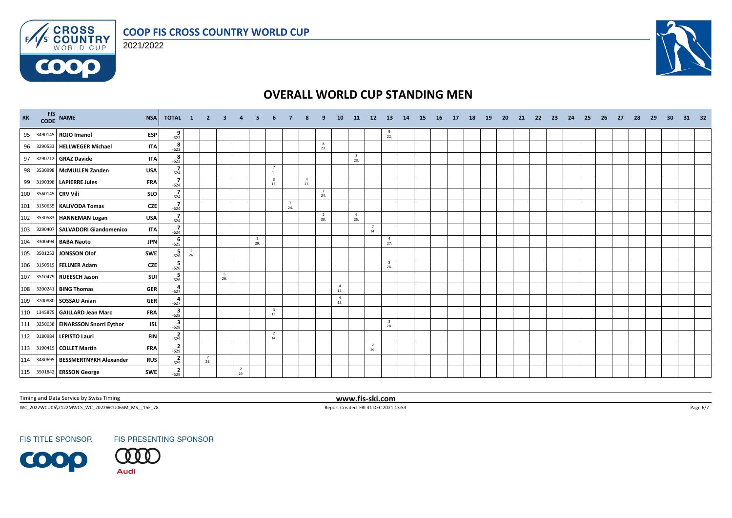# COOP FIS CROSS COUNTRY WORLD CUP

2021/2022

## OVERALL WORLD CUP STANDING MEN

| RK | FIS CODE | NAME | NSA | TOTAL | 1 | 2 | 3 | 4 | 5 | 6 | 7 | 8 | 9 | 10 | 11 | 12 | 13 | 14 | 15 | 16 | 17 | 18 | 19 | 20 | 21 | 22 | 23 | 24 | 25 | 26 | 27 | 28 | 29 | 30 | 31 | 32 |
|---|---|---|---|---|---|---|---|---|---|---|---|---|---|---|---|---|---|---|---|---|---|---|---|---|---|---|---|---|---|---|---|---|---|---|---|---|
| 95 | 3490145 | ROJO Imanol | ESP | 9 -622 | | | | | | | | | | | | | 9 22. | | | | | | | | | | | | | | | | | | | |
| 96 | 3290533 | HELLWEGER Michael | ITA | 8 -623 | | | | | | | | | 8 23. | | | | | | | | | | | | | | | | | | | | | | | |
| 97 | 3290712 | GRAZ Davide | ITA | 8 -623 | | | | | | | | | | | 8 23. | | | | | | | | | | | | | | | | | | | | | |
| 98 | 3530998 | McMULLEN Zanden | USA | 7 -624 | | | | | | 7 9. | | | | | | | | | | | | | | | | | | | | | | | | | | |
| 99 | 3190398 | LAPIERRE Jules | FRA | 7 -624 | | | | | | 3 13. | | 4 27. | | | | | | | | | | | | | | | | | | | | | | | | |
| 100 | 3560145 | CRV Vili | SLO | 7 -624 | | | | | | | | | 7 24. | | | | | | | | | | | | | | | | | | | | | | | |
| 101 | 3150635 | KALIVODA Tomas | CZE | 7 -624 | | | | | | | 7 24. | | | | | | | | | | | | | | | | | | | | | | | | | |
| 102 | 3530583 | HANNEMAN Logan | USA | 7 -624 | | | | | | | | | 1 30. | | 6 25. | | | | | | | | | | | | | | | | | | | | | |
| 103 | 3290407 | SALVADORI Giandomenico | ITA | 7 -624 | | | | | | | | | | | | 7 24. | | | | | | | | | | | | | | | | | | | | |
| 104 | 3300494 | BABA Naoto | JPN | 6 -625 | | | | | 2 29. | | | | | | | | 4 27. | | | | | | | | | | | | | | | | | | | |
| 105 | 3501252 | JONSSON Olof | SWE | 5 -626 | 5 26. | | | | | | | | | | | | | | | | | | | | | | | | | | | | | | | |
| 106 | 3150519 | FELLNER Adam | CZE | 5 -626 | | | | | | | | | | | | | 5 26. | | | | | | | | | | | | | | | | | | | |
| 107 | 3510479 | RUEESCH Jason | SUI | 5 -626 | | | 5 26. | | | | | | | | | | | | | | | | | | | | | | | | | | | | | |
| 108 | 3200241 | BING Thomas | GER | 4 -627 | | | | | | | | | | 4 12. | | | | | | | | | | | | | | | | | | | | | | |
| 109 | 3200880 | SOSSAU Anian | GER | 4 -627 | | | | | | | | | | 4 12. | | | | | | | | | | | | | | | | | | | | | | |
| 110 | 1345875 | GAILLARD Jean Marc | FRA | 3 -628 | | | | | | 3 13. | | | | | | | | | | | | | | | | | | | | | | | | | | |
| 111 | 3250038 | EINARSSON Snorri Eythor | ISL | 3 -628 | | | | | | | | | | | | | 3 28. | | | | | | | | | | | | | | | | | | | |
| 112 | 3180984 | LEPISTO Lauri | FIN | 2 -629 | | | | | | 2 14. | | | | | | | | | | | | | | | | | | | | | | | | | | |
| 113 | 3190419 | COLLET Martin | FRA | 2 -629 | | | | | | | | | | | | 2 29. | | | | | | | | | | | | | | | | | | | | |
| 114 | 3480695 | BESSMERTNYKH Alexander | RUS | 2 -629 | | 2 29. | | | | | | | | | | | | | | | | | | | | | | | | | | | | | | |
| 115 | 3501842 | ERSSON George | SWE | 2 -629 | | | | 2 29. | | | | | | | | | | | | | | | | | | | | | | | | | | | | |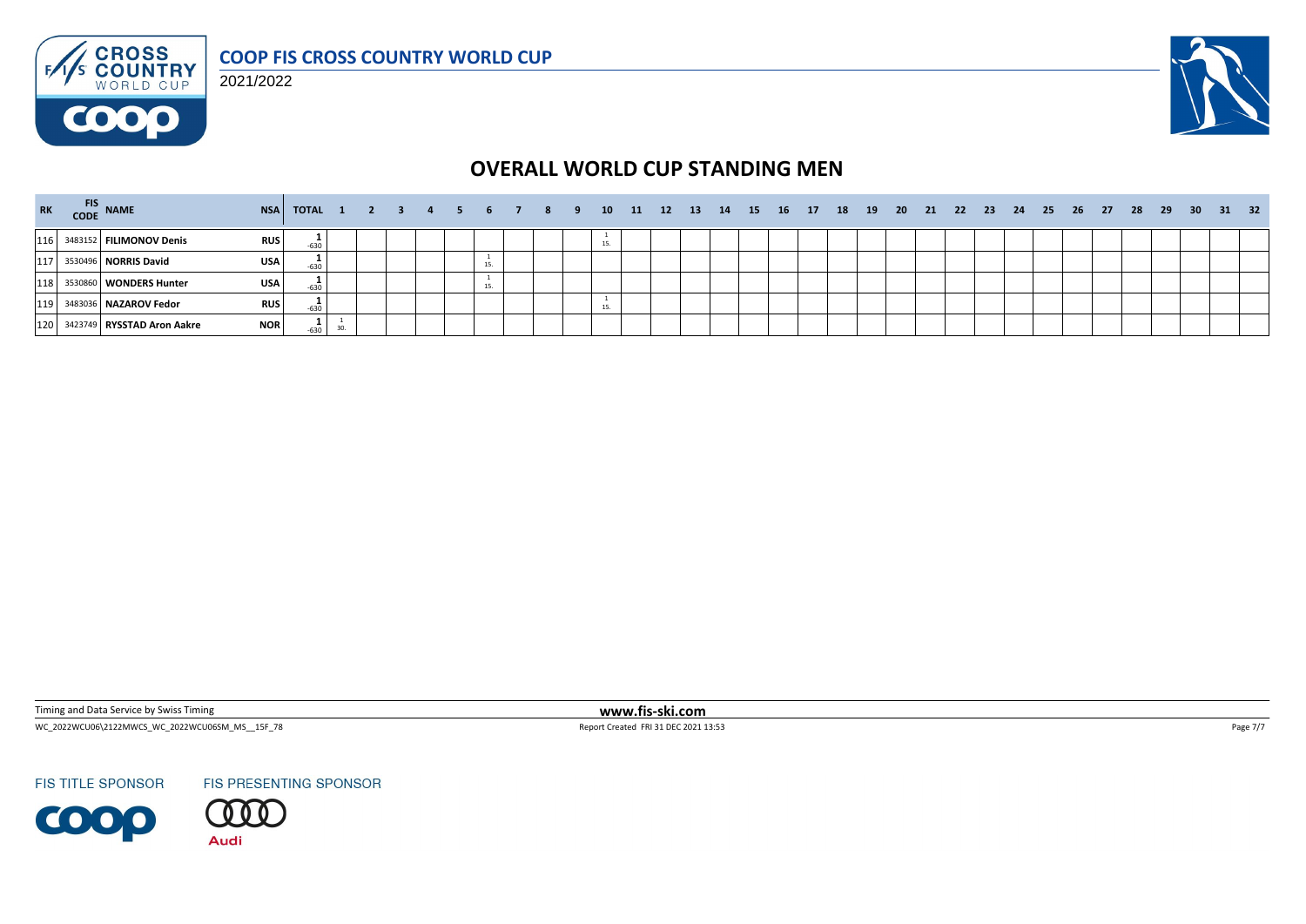# OVERALL WORLD CUP STANDING MEN

| RK | FIS CODE | NAME | NSA | TOTAL | 1 | 2 | 3 | 4 | 5 | 6 | 7 | 8 | 9 | 10 | 11 | 12 | 13 | 14 | 15 | 16 | 17 | 18 | 19 | 20 | 21 | 22 | 23 | 24 | 25 | 26 | 27 | 28 | 29 | 30 | 31 | 32 |
|---|---|---|---|---|---|---|---|---|---|---|---|---|---|---|---|---|---|---|---|---|---|---|---|---|---|---|---|---|---|---|---|---|---|---|---|---|
| 116 | 3483152 | FILIMONOV Denis | RUS | 1 -630 | | | | | | | | | | 1 15. | | | | | | | | | | | | | | | | | | | | | | |
| 117 | 3530496 | NORRIS David | USA | 1 -630 | | | | | | 1 15. | | | | | | | | | | | | | | | | | | | | | | | | | | |
| 118 | 3530860 | WONDERS Hunter | USA | 1 -630 | | | | | | 1 15. | | | | | | | | | | | | | | | | | | | | | | | | | | |
| 119 | 3483036 | NAZAROV Fedor | RUS | 1 -630 | | | | | | | | | | 1 15. | | | | | | | | | | | | | | | | | | | | | | |
| 120 | 3423749 | RYSSTAD Aron Aakre | NOR | 1 -630 | 1 30. | | | | | | | | | | | | | | | | | | | | | | | | | | | | | | | |

Timing and Data Service by Swiss Timing

www.fis-ski.com

WC_2022WCU06\2122MWCS_WC_2022WCU06SM_MS__15F_78

Report Created FRI 31 DEC 2021 13:53

FIS TITLE SPONSOR

FIS PRESENTING SPONSOR